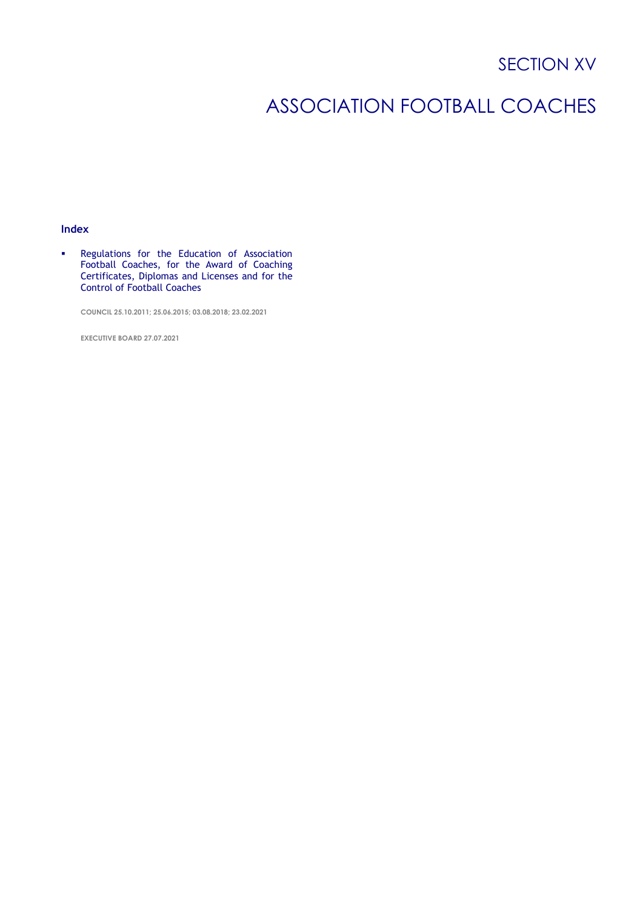# SECTION XV

# ASSOCIATION FOOTBALL COACHES

## Index

- Regulations for the Education of Association Football Coaches, for the Award of Coaching Certificates, Diplomas and Licenses and for the Control of Football Coaches

  COUNCIL 25.10.2011; 25.06.2015; 03.08.2018; 23.02.2021

  EXECUTIVE BOARD 27.07.2021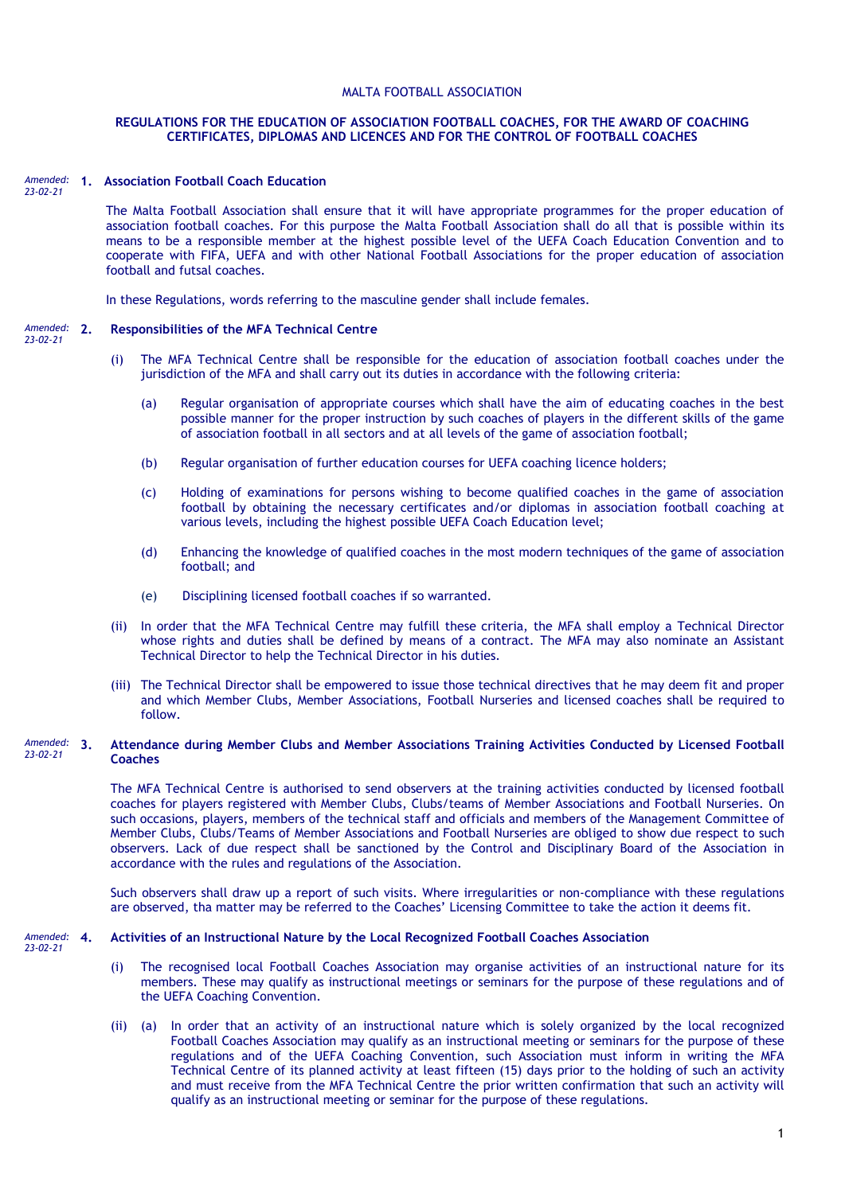MALTA FOOTBALL ASSOCIATION

**REGULATIONS FOR THE EDUCATION OF ASSOCIATION FOOTBALL COACHES, FOR THE AWARD OF COACHING CERTIFICATES, DIPLOMAS AND LICENCES AND FOR THE CONTROL OF FOOTBALL COACHES**

*Amended: 23-02-21*

## 1. Association Football Coach Education

The Malta Football Association shall ensure that it will have appropriate programmes for the proper education of association football coaches. For this purpose the Malta Football Association shall do all that is possible within its means to be a responsible member at the highest possible level of the UEFA Coach Education Convention and to cooperate with FIFA, UEFA and with other National Football Associations for the proper education of association football and futsal coaches.

In these Regulations, words referring to the masculine gender shall include females.

*Amended: 23-02-21*

## 2. Responsibilities of the MFA Technical Centre

(i) The MFA Technical Centre shall be responsible for the education of association football coaches under the jurisdiction of the MFA and shall carry out its duties in accordance with the following criteria:

- (a) Regular organisation of appropriate courses which shall have the aim of educating coaches in the best possible manner for the proper instruction by such coaches of players in the different skills of the game of association football in all sectors and at all levels of the game of association football;
- (b) Regular organisation of further education courses for UEFA coaching licence holders;
- (c) Holding of examinations for persons wishing to become qualified coaches in the game of association football by obtaining the necessary certificates and/or diplomas in association football coaching at various levels, including the highest possible UEFA Coach Education level;
- (d) Enhancing the knowledge of qualified coaches in the most modern techniques of the game of association football; and
- (e) Disciplining licensed football coaches if so warranted.

(ii) In order that the MFA Technical Centre may fulfill these criteria, the MFA shall employ a Technical Director whose rights and duties shall be defined by means of a contract. The MFA may also nominate an Assistant Technical Director to help the Technical Director in his duties.

(iii) The Technical Director shall be empowered to issue those technical directives that he may deem fit and proper and which Member Clubs, Member Associations, Football Nurseries and licensed coaches shall be required to follow.

*Amended: 23-02-21*

## 3. Attendance during Member Clubs and Member Associations Training Activities Conducted by Licensed Football Coaches

The MFA Technical Centre is authorised to send observers at the training activities conducted by licensed football coaches for players registered with Member Clubs, Clubs/teams of Member Associations and Football Nurseries. On such occasions, players, members of the technical staff and officials and members of the Management Committee of Member Clubs, Clubs/Teams of Member Associations and Football Nurseries are obliged to show due respect to such observers. Lack of due respect shall be sanctioned by the Control and Disciplinary Board of the Association in accordance with the rules and regulations of the Association.

Such observers shall draw up a report of such visits. Where irregularities or non-compliance with these regulations are observed, tha matter may be referred to the Coaches' Licensing Committee to take the action it deems fit.

*Amended: 23-02-21*

## 4. Activities of an Instructional Nature by the Local Recognized Football Coaches Association

(i) The recognised local Football Coaches Association may organise activities of an instructional nature for its members. These may qualify as instructional meetings or seminars for the purpose of these regulations and of the UEFA Coaching Convention.

(ii) (a) In order that an activity of an instructional nature which is solely organized by the local recognized Football Coaches Association may qualify as an instructional meeting or seminars for the purpose of these regulations and of the UEFA Coaching Convention, such Association must inform in writing the MFA Technical Centre of its planned activity at least fifteen (15) days prior to the holding of such an activity and must receive from the MFA Technical Centre the prior written confirmation that such an activity will qualify as an instructional meeting or seminar for the purpose of these regulations.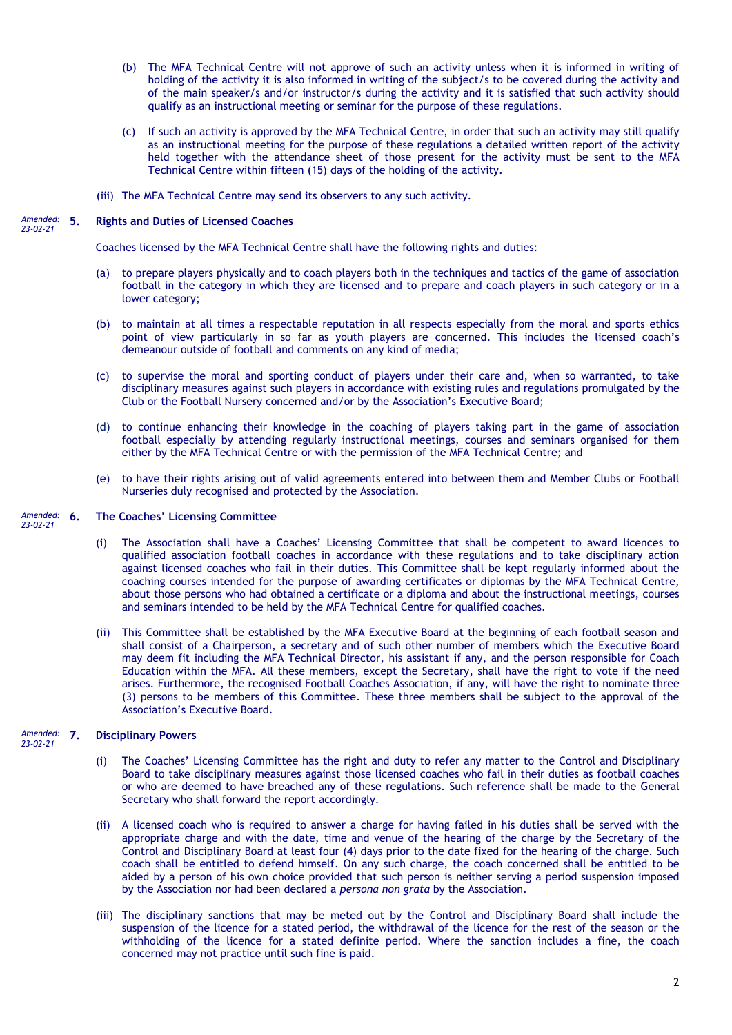(b) The MFA Technical Centre will not approve of such an activity unless when it is informed in writing of holding of the activity it is also informed in writing of the subject/s to be covered during the activity and of the main speaker/s and/or instructor/s during the activity and it is satisfied that such activity should qualify as an instructional meeting or seminar for the purpose of these regulations.

(c) If such an activity is approved by the MFA Technical Centre, in order that such an activity may still qualify as an instructional meeting for the purpose of these regulations a detailed written report of the activity held together with the attendance sheet of those present for the activity must be sent to the MFA Technical Centre within fifteen (15) days of the holding of the activity.

(iii) The MFA Technical Centre may send its observers to any such activity.

*Amended: 23-02-21*

## 5. Rights and Duties of Licensed Coaches

Coaches licensed by the MFA Technical Centre shall have the following rights and duties:

(a) to prepare players physically and to coach players both in the techniques and tactics of the game of association football in the category in which they are licensed and to prepare and coach players in such category or in a lower category;

(b) to maintain at all times a respectable reputation in all respects especially from the moral and sports ethics point of view particularly in so far as youth players are concerned. This includes the licensed coach's demeanour outside of football and comments on any kind of media;

(c) to supervise the moral and sporting conduct of players under their care and, when so warranted, to take disciplinary measures against such players in accordance with existing rules and regulations promulgated by the Club or the Football Nursery concerned and/or by the Association's Executive Board;

(d) to continue enhancing their knowledge in the coaching of players taking part in the game of association football especially by attending regularly instructional meetings, courses and seminars organised for them either by the MFA Technical Centre or with the permission of the MFA Technical Centre; and

(e) to have their rights arising out of valid agreements entered into between them and Member Clubs or Football Nurseries duly recognised and protected by the Association.

*Amended: 23-02-21*

## 6. The Coaches' Licensing Committee

(i) The Association shall have a Coaches' Licensing Committee that shall be competent to award licences to qualified association football coaches in accordance with these regulations and to take disciplinary action against licensed coaches who fail in their duties. This Committee shall be kept regularly informed about the coaching courses intended for the purpose of awarding certificates or diplomas by the MFA Technical Centre, about those persons who had obtained a certificate or a diploma and about the instructional meetings, courses and seminars intended to be held by the MFA Technical Centre for qualified coaches.

(ii) This Committee shall be established by the MFA Executive Board at the beginning of each football season and shall consist of a Chairperson, a secretary and of such other number of members which the Executive Board may deem fit including the MFA Technical Director, his assistant if any, and the person responsible for Coach Education within the MFA. All these members, except the Secretary, shall have the right to vote if the need arises. Furthermore, the recognised Football Coaches Association, if any, will have the right to nominate three (3) persons to be members of this Committee. These three members shall be subject to the approval of the Association's Executive Board.

*Amended: 23-02-21*

## 7. Disciplinary Powers

(i) The Coaches' Licensing Committee has the right and duty to refer any matter to the Control and Disciplinary Board to take disciplinary measures against those licensed coaches who fail in their duties as football coaches or who are deemed to have breached any of these regulations. Such reference shall be made to the General Secretary who shall forward the report accordingly.

(ii) A licensed coach who is required to answer a charge for having failed in his duties shall be served with the appropriate charge and with the date, time and venue of the hearing of the charge by the Secretary of the Control and Disciplinary Board at least four (4) days prior to the date fixed for the hearing of the charge. Such coach shall be entitled to defend himself. On any such charge, the coach concerned shall be entitled to be aided by a person of his own choice provided that such person is neither serving a period suspension imposed by the Association nor had been declared a *persona non grata* by the Association.

(iii) The disciplinary sanctions that may be meted out by the Control and Disciplinary Board shall include the suspension of the licence for a stated period, the withdrawal of the licence for the rest of the season or the withholding of the licence for a stated definite period. Where the sanction includes a fine, the coach concerned may not practice until such fine is paid.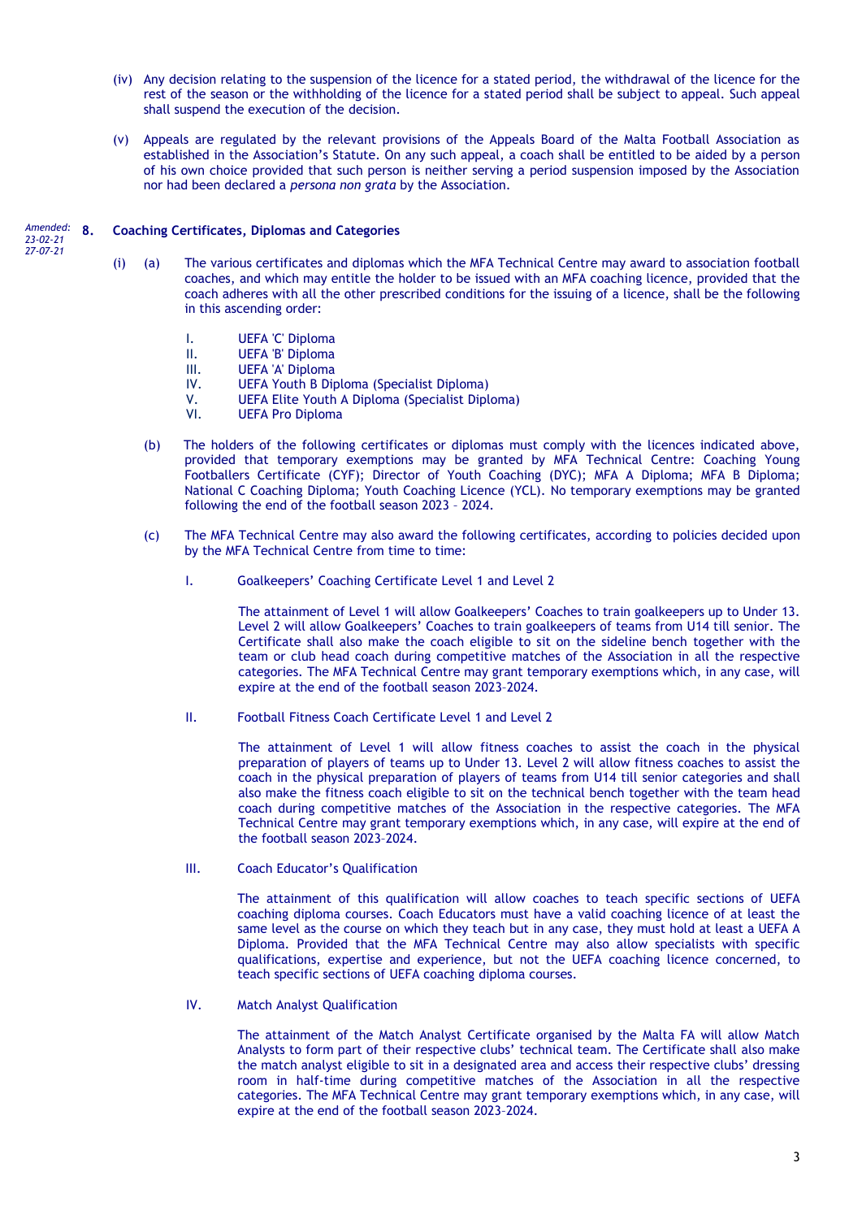(iv) Any decision relating to the suspension of the licence for a stated period, the withdrawal of the licence for the rest of the season or the withholding of the licence for a stated period shall be subject to appeal. Such appeal shall suspend the execution of the decision.

(v) Appeals are regulated by the relevant provisions of the Appeals Board of the Malta Football Association as established in the Association's Statute. On any such appeal, a coach shall be entitled to be aided by a person of his own choice provided that such person is neither serving a period suspension imposed by the Association nor had been declared a *persona non grata* by the Association.

*Amended: 23-02-21 27-07-21*

## 8. Coaching Certificates, Diplomas and Categories

(i) (a) The various certificates and diplomas which the MFA Technical Centre may award to association football coaches, and which may entitle the holder to be issued with an MFA coaching licence, provided that the coach adheres with all the other prescribed conditions for the issuing of a licence, shall be the following in this ascending order:

I. UEFA 'C' Diploma
II. UEFA 'B' Diploma
III. UEFA 'A' Diploma
IV. UEFA Youth B Diploma (Specialist Diploma)
V. UEFA Elite Youth A Diploma (Specialist Diploma)
VI. UEFA Pro Diploma

(b) The holders of the following certificates or diplomas must comply with the licences indicated above, provided that temporary exemptions may be granted by MFA Technical Centre: Coaching Young Footballers Certificate (CYF); Director of Youth Coaching (DYC); MFA A Diploma; MFA B Diploma; National C Coaching Diploma; Youth Coaching Licence (YCL). No temporary exemptions may be granted following the end of the football season 2023 – 2024.

(c) The MFA Technical Centre may also award the following certificates, according to policies decided upon by the MFA Technical Centre from time to time:

I. Goalkeepers' Coaching Certificate Level 1 and Level 2

The attainment of Level 1 will allow Goalkeepers' Coaches to train goalkeepers up to Under 13. Level 2 will allow Goalkeepers' Coaches to train goalkeepers of teams from U14 till senior. The Certificate shall also make the coach eligible to sit on the sideline bench together with the team or club head coach during competitive matches of the Association in all the respective categories. The MFA Technical Centre may grant temporary exemptions which, in any case, will expire at the end of the football season 2023–2024.

II. Football Fitness Coach Certificate Level 1 and Level 2

The attainment of Level 1 will allow fitness coaches to assist the coach in the physical preparation of players of teams up to Under 13. Level 2 will allow fitness coaches to assist the coach in the physical preparation of players of teams from U14 till senior categories and shall also make the fitness coach eligible to sit on the technical bench together with the team head coach during competitive matches of the Association in the respective categories. The MFA Technical Centre may grant temporary exemptions which, in any case, will expire at the end of the football season 2023–2024.

III. Coach Educator's Qualification

The attainment of this qualification will allow coaches to teach specific sections of UEFA coaching diploma courses. Coach Educators must have a valid coaching licence of at least the same level as the course on which they teach but in any case, they must hold at least a UEFA A Diploma. Provided that the MFA Technical Centre may also allow specialists with specific qualifications, expertise and experience, but not the UEFA coaching licence concerned, to teach specific sections of UEFA coaching diploma courses.

IV. Match Analyst Qualification

The attainment of the Match Analyst Certificate organised by the Malta FA will allow Match Analysts to form part of their respective clubs' technical team. The Certificate shall also make the match analyst eligible to sit in a designated area and access their respective clubs' dressing room in half-time during competitive matches of the Association in all the respective categories. The MFA Technical Centre may grant temporary exemptions which, in any case, will expire at the end of the football season 2023–2024.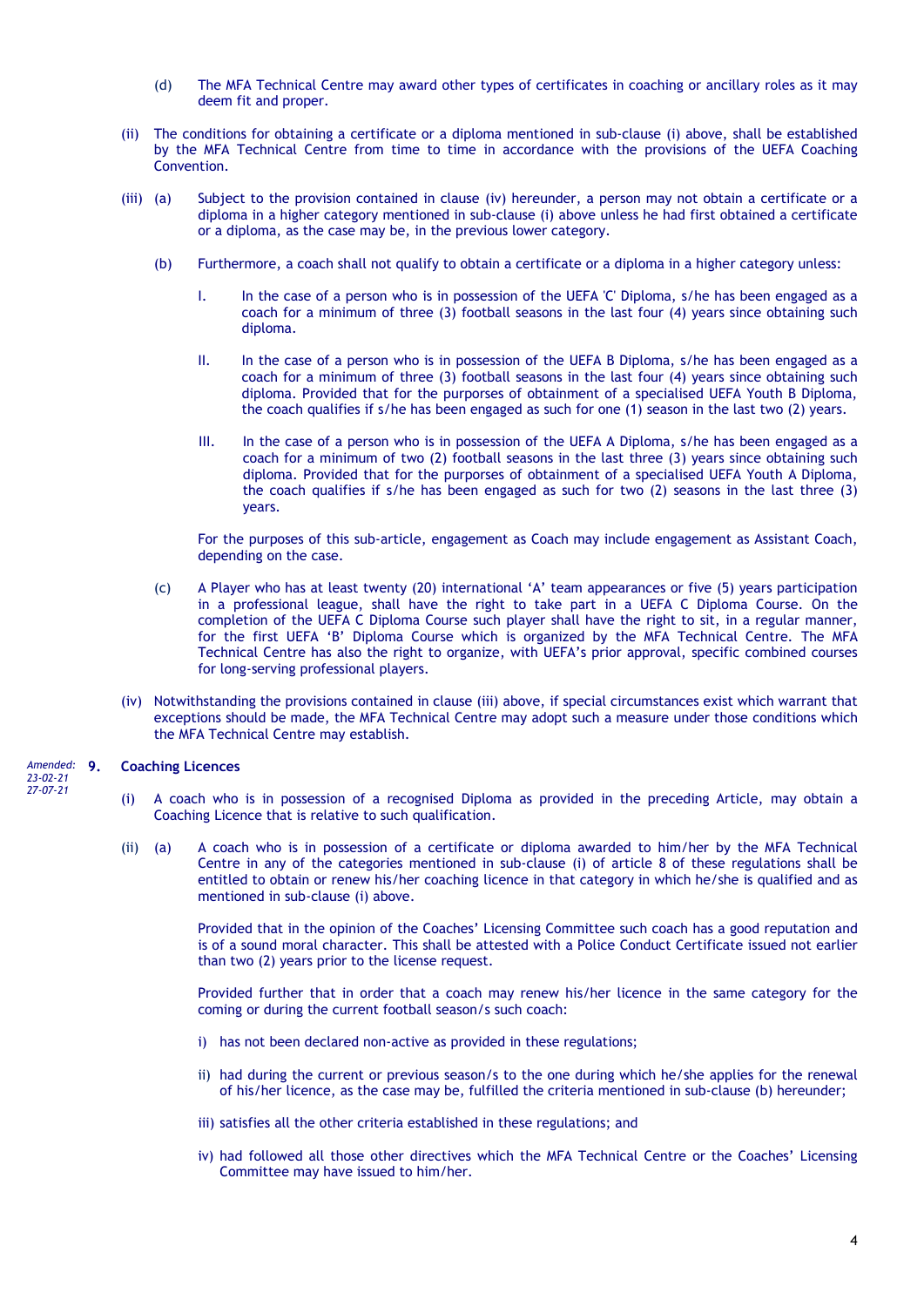(d) The MFA Technical Centre may award other types of certificates in coaching or ancillary roles as it may deem fit and proper.

(ii) The conditions for obtaining a certificate or a diploma mentioned in sub-clause (i) above, shall be established by the MFA Technical Centre from time to time in accordance with the provisions of the UEFA Coaching Convention.

(iii) (a) Subject to the provision contained in clause (iv) hereunder, a person may not obtain a certificate or a diploma in a higher category mentioned in sub-clause (i) above unless he had first obtained a certificate or a diploma, as the case may be, in the previous lower category.

(b) Furthermore, a coach shall not qualify to obtain a certificate or a diploma in a higher category unless:

I. In the case of a person who is in possession of the UEFA 'C' Diploma, s/he has been engaged as a coach for a minimum of three (3) football seasons in the last four (4) years since obtaining such diploma.

II. In the case of a person who is in possession of the UEFA B Diploma, s/he has been engaged as a coach for a minimum of three (3) football seasons in the last four (4) years since obtaining such diploma. Provided that for the purposes of obtainment of a specialised UEFA Youth B Diploma, the coach qualifies if s/he has been engaged as such for one (1) season in the last two (2) years.

III. In the case of a person who is in possession of the UEFA A Diploma, s/he has been engaged as a coach for a minimum of two (2) football seasons in the last three (3) years since obtaining such diploma. Provided that for the purposes of obtainment of a specialised UEFA Youth A Diploma, the coach qualifies if s/he has been engaged as such for two (2) seasons in the last three (3) years.

For the purposes of this sub-article, engagement as Coach may include engagement as Assistant Coach, depending on the case.

(c) A Player who has at least twenty (20) international 'A' team appearances or five (5) years participation in a professional league, shall have the right to take part in a UEFA C Diploma Course. On the completion of the UEFA C Diploma Course such player shall have the right to sit, in a regular manner, for the first UEFA 'B' Diploma Course which is organized by the MFA Technical Centre. The MFA Technical Centre has also the right to organize, with UEFA's prior approval, specific combined courses for long-serving professional players.

(iv) Notwithstanding the provisions contained in clause (iii) above, if special circumstances exist which warrant that exceptions should be made, the MFA Technical Centre may adopt such a measure under those conditions which the MFA Technical Centre may establish.

*Amended: 23-02-21 27-07-21*

## 9. Coaching Licences

(i) A coach who is in possession of a recognised Diploma as provided in the preceding Article, may obtain a Coaching Licence that is relative to such qualification.

(ii) (a) A coach who is in possession of a certificate or diploma awarded to him/her by the MFA Technical Centre in any of the categories mentioned in sub-clause (i) of article 8 of these regulations shall be entitled to obtain or renew his/her coaching licence in that category in which he/she is qualified and as mentioned in sub-clause (i) above.

Provided that in the opinion of the Coaches' Licensing Committee such coach has a good reputation and is of a sound moral character. This shall be attested with a Police Conduct Certificate issued not earlier than two (2) years prior to the license request.

Provided further that in order that a coach may renew his/her licence in the same category for the coming or during the current football season/s such coach:

i) has not been declared non-active as provided in these regulations;

ii) had during the current or previous season/s to the one during which he/she applies for the renewal of his/her licence, as the case may be, fulfilled the criteria mentioned in sub-clause (b) hereunder;

iii) satisfies all the other criteria established in these regulations; and

iv) had followed all those other directives which the MFA Technical Centre or the Coaches' Licensing Committee may have issued to him/her.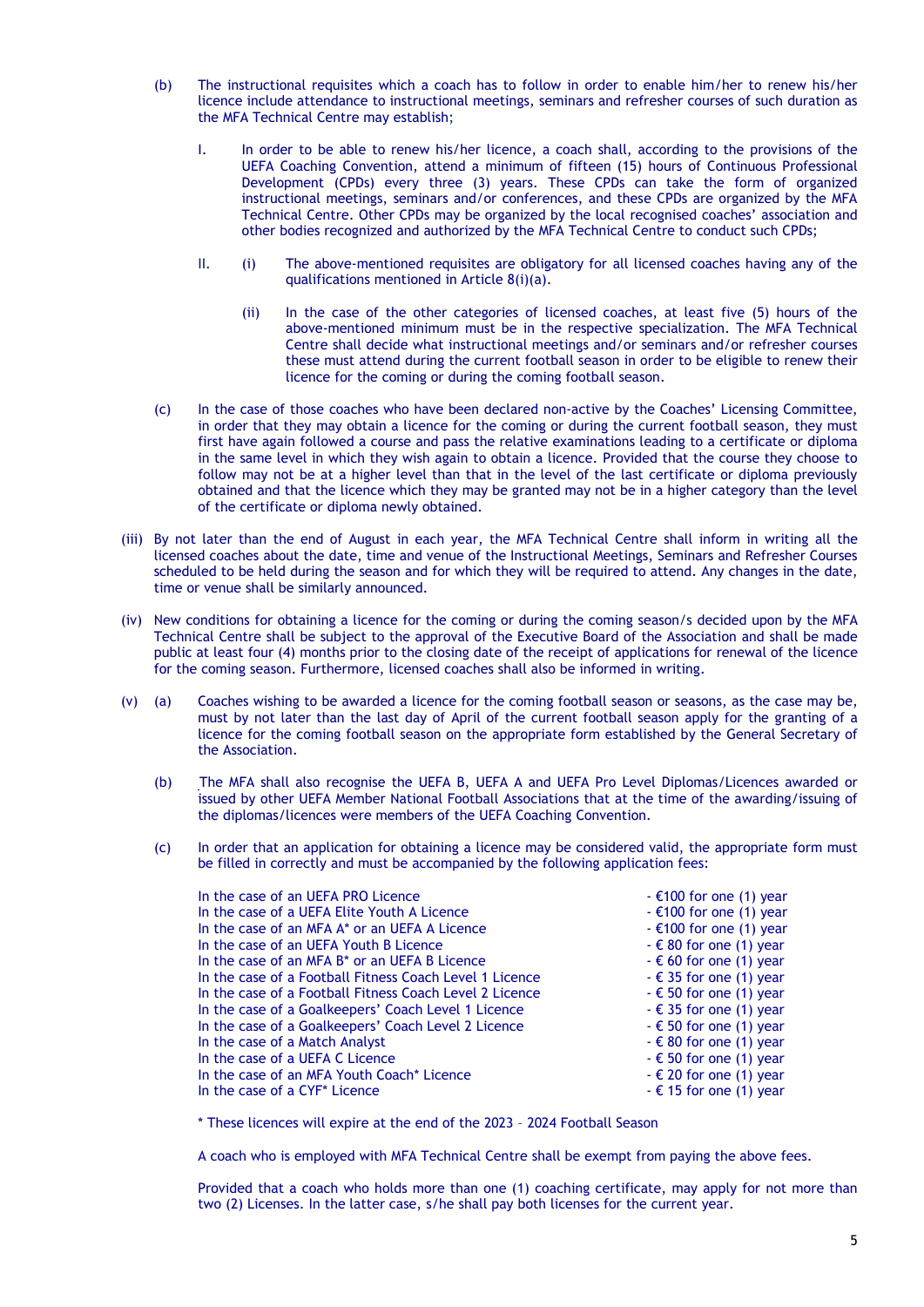(b) The instructional requisites which a coach has to follow in order to enable him/her to renew his/her licence include attendance to instructional meetings, seminars and refresher courses of such duration as the MFA Technical Centre may establish;

I. In order to be able to renew his/her licence, a coach shall, according to the provisions of the UEFA Coaching Convention, attend a minimum of fifteen (15) hours of Continuous Professional Development (CPDs) every three (3) years. These CPDs can take the form of organized instructional meetings, seminars and/or conferences, and these CPDs are organized by the MFA Technical Centre. Other CPDs may be organized by the local recognised coaches' association and other bodies recognized and authorized by the MFA Technical Centre to conduct such CPDs;

II. (i) The above-mentioned requisites are obligatory for all licensed coaches having any of the qualifications mentioned in Article 8(i)(a).

(ii) In the case of the other categories of licensed coaches, at least five (5) hours of the above-mentioned minimum must be in the respective specialization. The MFA Technical Centre shall decide what instructional meetings and/or seminars and/or refresher courses these must attend during the current football season in order to be eligible to renew their licence for the coming or during the coming football season.

(c) In the case of those coaches who have been declared non-active by the Coaches' Licensing Committee, in order that they may obtain a licence for the coming or during the current football season, they must first have again followed a course and pass the relative examinations leading to a certificate or diploma in the same level in which they wish again to obtain a licence. Provided that the course they choose to follow may not be at a higher level than that in the level of the last certificate or diploma previously obtained and that the licence which they may be granted may not be in a higher category than the level of the certificate or diploma newly obtained.

(iii) By not later than the end of August in each year, the MFA Technical Centre shall inform in writing all the licensed coaches about the date, time and venue of the Instructional Meetings, Seminars and Refresher Courses scheduled to be held during the season and for which they will be required to attend. Any changes in the date, time or venue shall be similarly announced.

(iv) New conditions for obtaining a licence for the coming or during the coming season/s decided upon by the MFA Technical Centre shall be subject to the approval of the Executive Board of the Association and shall be made public at least four (4) months prior to the closing date of the receipt of applications for renewal of the licence for the coming season. Furthermore, licensed coaches shall also be informed in writing.

(v) (a) Coaches wishing to be awarded a licence for the coming football season or seasons, as the case may be, must by not later than the last day of April of the current football season apply for the granting of a licence for the coming football season on the appropriate form established by the General Secretary of the Association.

(b) The MFA shall also recognise the UEFA B, UEFA A and UEFA Pro Level Diplomas/Licences awarded or issued by other UEFA Member National Football Associations that at the time of the awarding/issuing of the diplomas/licences were members of the UEFA Coaching Convention.

(c) In order that an application for obtaining a licence may be considered valid, the appropriate form must be filled in correctly and must be accompanied by the following application fees:

| | |
|---|---|
| In the case of an UEFA PRO Licence | - €100 for one (1) year |
| In the case of a UEFA Elite Youth A Licence | - €100 for one (1) year |
| In the case of an MFA A* or an UEFA A Licence | - €100 for one (1) year |
| In the case of an UEFA Youth B Licence | - € 80 for one (1) year |
| In the case of an MFA B* or an UEFA B Licence | - € 60 for one (1) year |
| In the case of a Football Fitness Coach Level 1 Licence | - € 35 for one (1) year |
| In the case of a Football Fitness Coach Level 2 Licence | - € 50 for one (1) year |
| In the case of a Goalkeepers' Coach Level 1 Licence | - € 35 for one (1) year |
| In the case of a Goalkeepers' Coach Level 2 Licence | - € 50 for one (1) year |
| In the case of a Match Analyst | - € 80 for one (1) year |
| In the case of a UEFA C Licence | - € 50 for one (1) year |
| In the case of an MFA Youth Coach* Licence | - € 20 for one (1) year |
| In the case of a CYF* Licence | - € 15 for one (1) year |

\* These licences will expire at the end of the 2023 – 2024 Football Season

A coach who is employed with MFA Technical Centre shall be exempt from paying the above fees.

Provided that a coach who holds more than one (1) coaching certificate, may apply for not more than two (2) Licenses. In the latter case, s/he shall pay both licenses for the current year.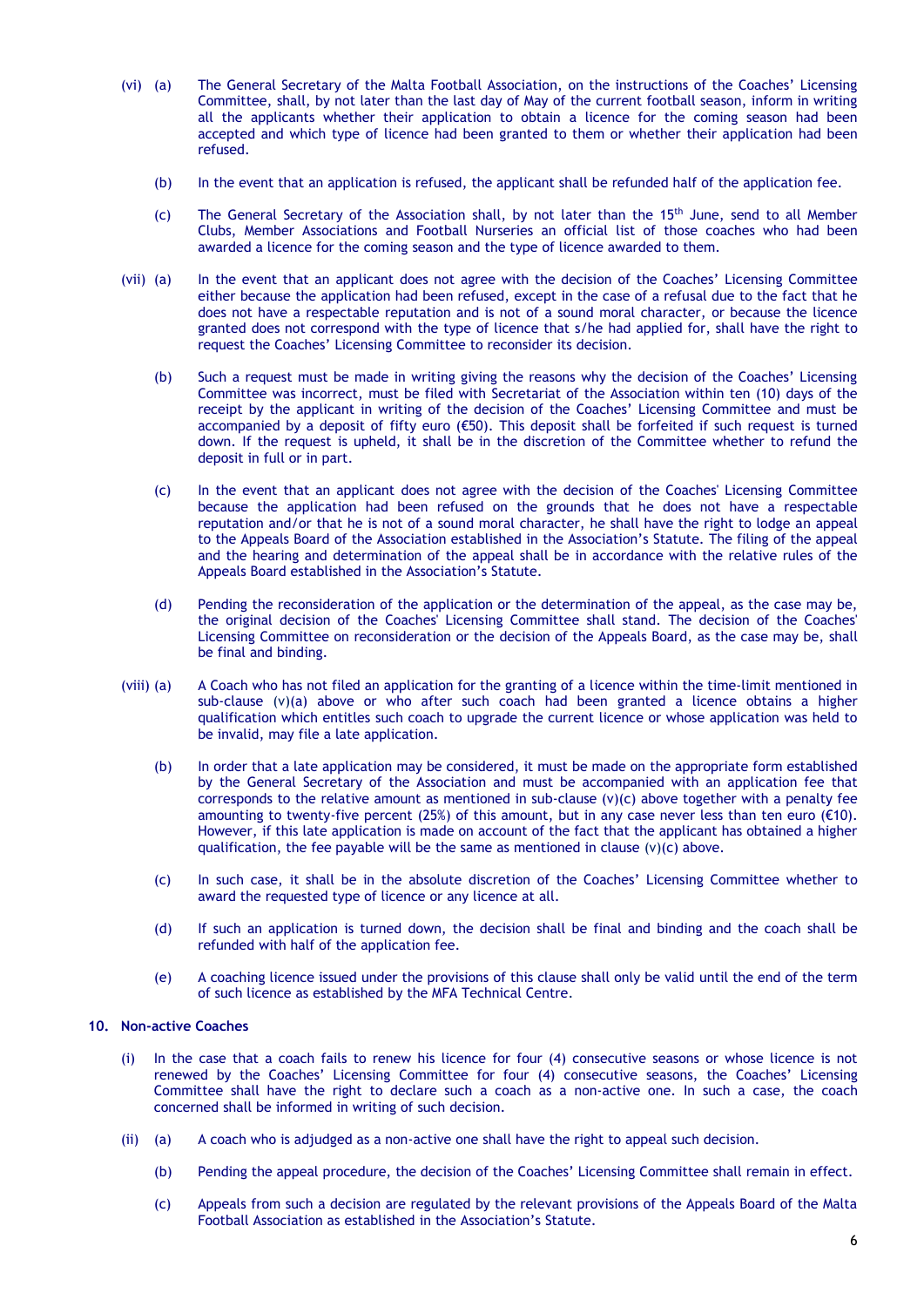(vi) (a) The General Secretary of the Malta Football Association, on the instructions of the Coaches' Licensing Committee, shall, by not later than the last day of May of the current football season, inform in writing all the applicants whether their application to obtain a licence for the coming season had been accepted and which type of licence had been granted to them or whether their application had been refused.

(b) In the event that an application is refused, the applicant shall be refunded half of the application fee.

(c) The General Secretary of the Association shall, by not later than the 15th June, send to all Member Clubs, Member Associations and Football Nurseries an official list of those coaches who had been awarded a licence for the coming season and the type of licence awarded to them.

(vii) (a) In the event that an applicant does not agree with the decision of the Coaches' Licensing Committee either because the application had been refused, except in the case of a refusal due to the fact that he does not have a respectable reputation and is not of a sound moral character, or because the licence granted does not correspond with the type of licence that s/he had applied for, shall have the right to request the Coaches' Licensing Committee to reconsider its decision.

(b) Such a request must be made in writing giving the reasons why the decision of the Coaches' Licensing Committee was incorrect, must be filed with Secretariat of the Association within ten (10) days of the receipt by the applicant in writing of the decision of the Coaches' Licensing Committee and must be accompanied by a deposit of fifty euro (€50). This deposit shall be forfeited if such request is turned down. If the request is upheld, it shall be in the discretion of the Committee whether to refund the deposit in full or in part.

(c) In the event that an applicant does not agree with the decision of the Coaches' Licensing Committee because the application had been refused on the grounds that he does not have a respectable reputation and/or that he is not of a sound moral character, he shall have the right to lodge an appeal to the Appeals Board of the Association established in the Association's Statute. The filing of the appeal and the hearing and determination of the appeal shall be in accordance with the relative rules of the Appeals Board established in the Association's Statute.

(d) Pending the reconsideration of the application or the determination of the appeal, as the case may be, the original decision of the Coaches' Licensing Committee shall stand. The decision of the Coaches' Licensing Committee on reconsideration or the decision of the Appeals Board, as the case may be, shall be final and binding.

(viii) (a) A Coach who has not filed an application for the granting of a licence within the time-limit mentioned in sub-clause (v)(a) above or who after such coach had been granted a licence obtains a higher qualification which entitles such coach to upgrade the current licence or whose application was held to be invalid, may file a late application.

(b) In order that a late application may be considered, it must be made on the appropriate form established by the General Secretary of the Association and must be accompanied with an application fee that corresponds to the relative amount as mentioned in sub-clause (v)(c) above together with a penalty fee amounting to twenty-five percent (25%) of this amount, but in any case never less than ten euro (€10). However, if this late application is made on account of the fact that the applicant has obtained a higher qualification, the fee payable will be the same as mentioned in clause (v)(c) above.

(c) In such case, it shall be in the absolute discretion of the Coaches' Licensing Committee whether to award the requested type of licence or any licence at all.

(d) If such an application is turned down, the decision shall be final and binding and the coach shall be refunded with half of the application fee.

(e) A coaching licence issued under the provisions of this clause shall only be valid until the end of the term of such licence as established by the MFA Technical Centre.

## 10. Non-active Coaches

(i) In the case that a coach fails to renew his licence for four (4) consecutive seasons or whose licence is not renewed by the Coaches' Licensing Committee for four (4) consecutive seasons, the Coaches' Licensing Committee shall have the right to declare such a coach as a non-active one. In such a case, the coach concerned shall be informed in writing of such decision.

(ii) (a) A coach who is adjudged as a non-active one shall have the right to appeal such decision.

(b) Pending the appeal procedure, the decision of the Coaches' Licensing Committee shall remain in effect.

(c) Appeals from such a decision are regulated by the relevant provisions of the Appeals Board of the Malta Football Association as established in the Association's Statute.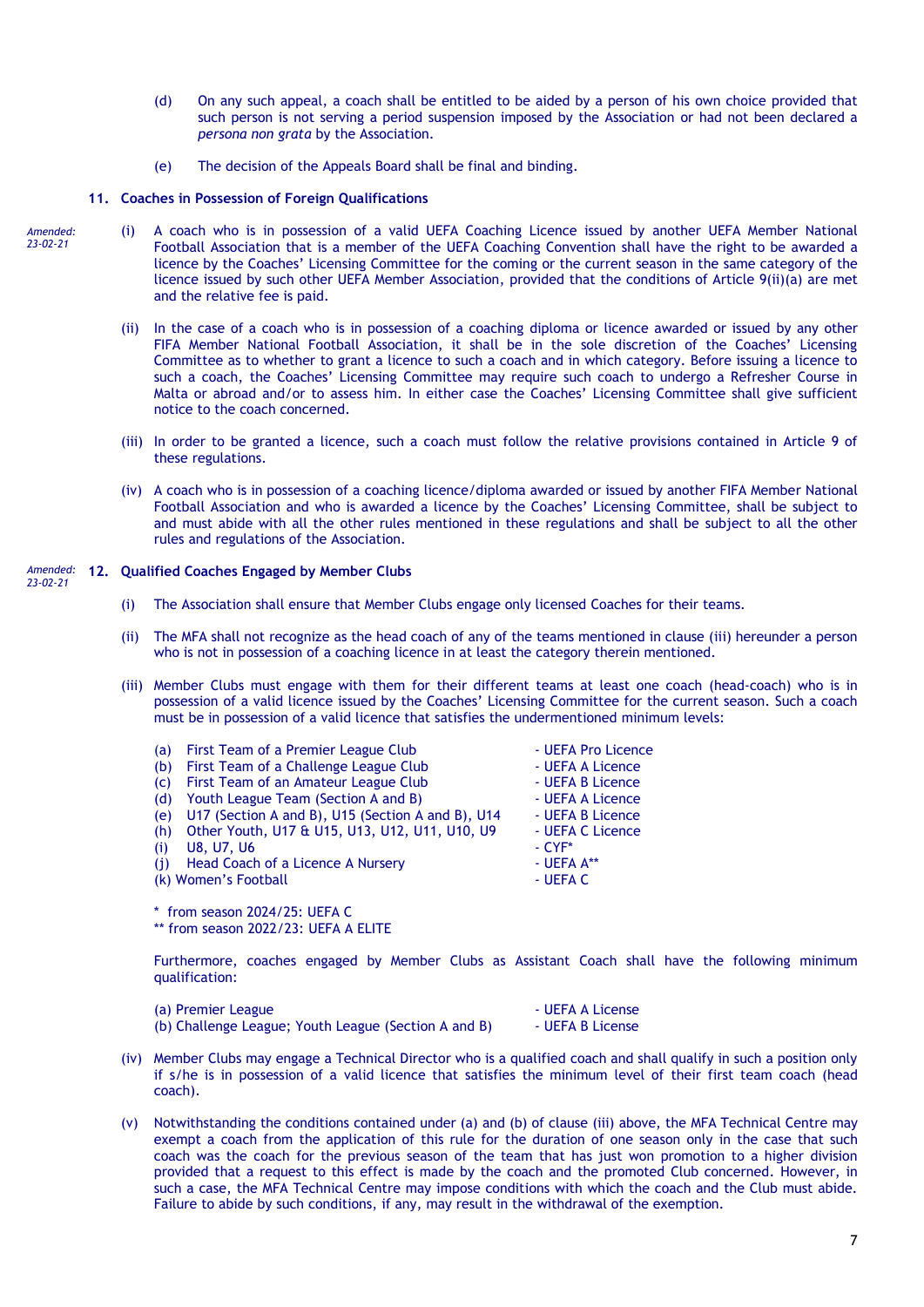(d) On any such appeal, a coach shall be entitled to be aided by a person of his own choice provided that such person is not serving a period suspension imposed by the Association or had not been declared a *persona non grata* by the Association.

(e) The decision of the Appeals Board shall be final and binding.

### 11. Coaches in Possession of Foreign Qualifications

*Amended: 23-02-21*

(i) A coach who is in possession of a valid UEFA Coaching Licence issued by another UEFA Member National Football Association that is a member of the UEFA Coaching Convention shall have the right to be awarded a licence by the Coaches' Licensing Committee for the coming or the current season in the same category of the licence issued by such other UEFA Member Association, provided that the conditions of Article 9(ii)(a) are met and the relative fee is paid.

(ii) In the case of a coach who is in possession of a coaching diploma or licence awarded or issued by any other FIFA Member National Football Association, it shall be in the sole discretion of the Coaches' Licensing Committee as to whether to grant a licence to such a coach and in which category. Before issuing a licence to such a coach, the Coaches' Licensing Committee may require such coach to undergo a Refresher Course in Malta or abroad and/or to assess him. In either case the Coaches' Licensing Committee shall give sufficient notice to the coach concerned.

(iii) In order to be granted a licence, such a coach must follow the relative provisions contained in Article 9 of these regulations.

(iv) A coach who is in possession of a coaching licence/diploma awarded or issued by another FIFA Member National Football Association and who is awarded a licence by the Coaches' Licensing Committee, shall be subject to and must abide with all the other rules mentioned in these regulations and shall be subject to all the other rules and regulations of the Association.

*Amended: 23-02-21*

### 12. Qualified Coaches Engaged by Member Clubs

(i) The Association shall ensure that Member Clubs engage only licensed Coaches for their teams.

(ii) The MFA shall not recognize as the head coach of any of the teams mentioned in clause (iii) hereunder a person who is not in possession of a coaching licence in at least the category therein mentioned.

(iii) Member Clubs must engage with them for their different teams at least one coach (head-coach) who is in possession of a valid licence issued by the Coaches' Licensing Committee for the current season. Such a coach must be in possession of a valid licence that satisfies the undermentioned minimum levels:

| | |
|---|---|
| (a) First Team of a Premier League Club | - UEFA Pro Licence |
| (b) First Team of a Challenge League Club | - UEFA A Licence |
| (c) First Team of an Amateur League Club | - UEFA B Licence |
| (d) Youth League Team (Section A and B) | - UEFA A Licence |
| (e) U17 (Section A and B), U15 (Section A and B), U14 | - UEFA B Licence |
| (h) Other Youth, U17 & U15, U13, U12, U11, U10, U9 | - UEFA C Licence |
| (i) U8, U7, U6 | - CYF* |
| (j) Head Coach of a Licence A Nursery | - UEFA A** |
| (k) Women's Football | - UEFA C |

\* from season 2024/25: UEFA C
\*\* from season 2022/23: UEFA A ELITE

Furthermore, coaches engaged by Member Clubs as Assistant Coach shall have the following minimum qualification:

| | |
|---|---|
| (a) Premier League | - UEFA A License |
| (b) Challenge League; Youth League (Section A and B) | - UEFA B License |

(iv) Member Clubs may engage a Technical Director who is a qualified coach and shall qualify in such a position only if s/he is in possession of a valid licence that satisfies the minimum level of their first team coach (head coach).

(v) Notwithstanding the conditions contained under (a) and (b) of clause (iii) above, the MFA Technical Centre may exempt a coach from the application of this rule for the duration of one season only in the case that such coach was the coach for the previous season of the team that has just won promotion to a higher division provided that a request to this effect is made by the coach and the promoted Club concerned. However, in such a case, the MFA Technical Centre may impose conditions with which the coach and the Club must abide. Failure to abide by such conditions, if any, may result in the withdrawal of the exemption.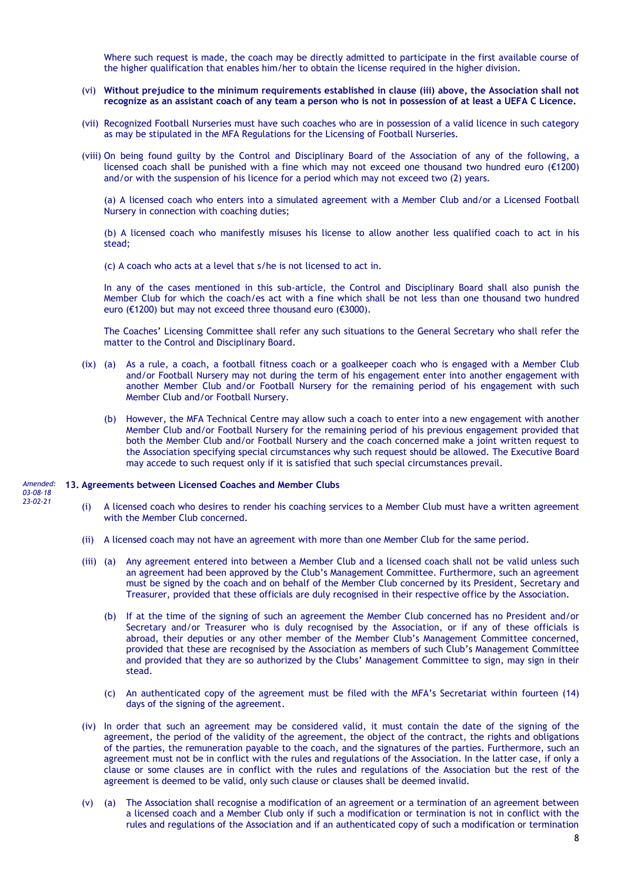Where such request is made, the coach may be directly admitted to participate in the first available course of the higher qualification that enables him/her to obtain the license required in the higher division.

(vi) **Without prejudice to the minimum requirements established in clause (iii) above, the Association shall not recognize as an assistant coach of any team a person who is not in possession of at least a UEFA C Licence.**

(vii) Recognized Football Nurseries must have such coaches who are in possession of a valid licence in such category as may be stipulated in the MFA Regulations for the Licensing of Football Nurseries.

(viii) On being found guilty by the Control and Disciplinary Board of the Association of any of the following, a licensed coach shall be punished with a fine which may not exceed one thousand two hundred euro (€1200) and/or with the suspension of his licence for a period which may not exceed two (2) years.

(a) A licensed coach who enters into a simulated agreement with a Member Club and/or a Licensed Football Nursery in connection with coaching duties;

(b) A licensed coach who manifestly misuses his license to allow another less qualified coach to act in his stead;

(c) A coach who acts at a level that s/he is not licensed to act in.

In any of the cases mentioned in this sub-article, the Control and Disciplinary Board shall also punish the Member Club for which the coach/es act with a fine which shall be not less than one thousand two hundred euro (€1200) but may not exceed three thousand euro (€3000).

The Coaches' Licensing Committee shall refer any such situations to the General Secretary who shall refer the matter to the Control and Disciplinary Board.

(ix) (a) As a rule, a coach, a football fitness coach or a goalkeeper coach who is engaged with a Member Club and/or Football Nursery may not during the term of his engagement enter into another engagement with another Member Club and/or Football Nursery for the remaining period of his engagement with such Member Club and/or Football Nursery.

(b) However, the MFA Technical Centre may allow such a coach to enter into a new engagement with another Member Club and/or Football Nursery for the remaining period of his previous engagement provided that both the Member Club and/or Football Nursery and the coach concerned make a joint written request to the Association specifying special circumstances why such request should be allowed. The Executive Board may accede to such request only if it is satisfied that such special circumstances prevail.

*Amended: 03-08-18 23-02-21*

## 13. Agreements between Licensed Coaches and Member Clubs

(i) A licensed coach who desires to render his coaching services to a Member Club must have a written agreement with the Member Club concerned.

(ii) A licensed coach may not have an agreement with more than one Member Club for the same period.

(iii) (a) Any agreement entered into between a Member Club and a licensed coach shall not be valid unless such an agreement had been approved by the Club's Management Committee. Furthermore, such an agreement must be signed by the coach and on behalf of the Member Club concerned by its President, Secretary and Treasurer, provided that these officials are duly recognised in their respective office by the Association.

(b) If at the time of the signing of such an agreement the Member Club concerned has no President and/or Secretary and/or Treasurer who is duly recognised by the Association, or if any of these officials is abroad, their deputies or any other member of the Member Club's Management Committee concerned, provided that these are recognised by the Association as members of such Club's Management Committee and provided that they are so authorized by the Clubs' Management Committee to sign, may sign in their stead.

(c) An authenticated copy of the agreement must be filed with the MFA's Secretariat within fourteen (14) days of the signing of the agreement.

(iv) In order that such an agreement may be considered valid, it must contain the date of the signing of the agreement, the period of the validity of the agreement, the object of the contract, the rights and obligations of the parties, the remuneration payable to the coach, and the signatures of the parties. Furthermore, such an agreement must not be in conflict with the rules and regulations of the Association. In the latter case, if only a clause or some clauses are in conflict with the rules and regulations of the Association but the rest of the agreement is deemed to be valid, only such clause or clauses shall be deemed invalid.

(v) (a) The Association shall recognise a modification of an agreement or a termination of an agreement between a licensed coach and a Member Club only if such a modification or termination is not in conflict with the rules and regulations of the Association and if an authenticated copy of such a modification or termination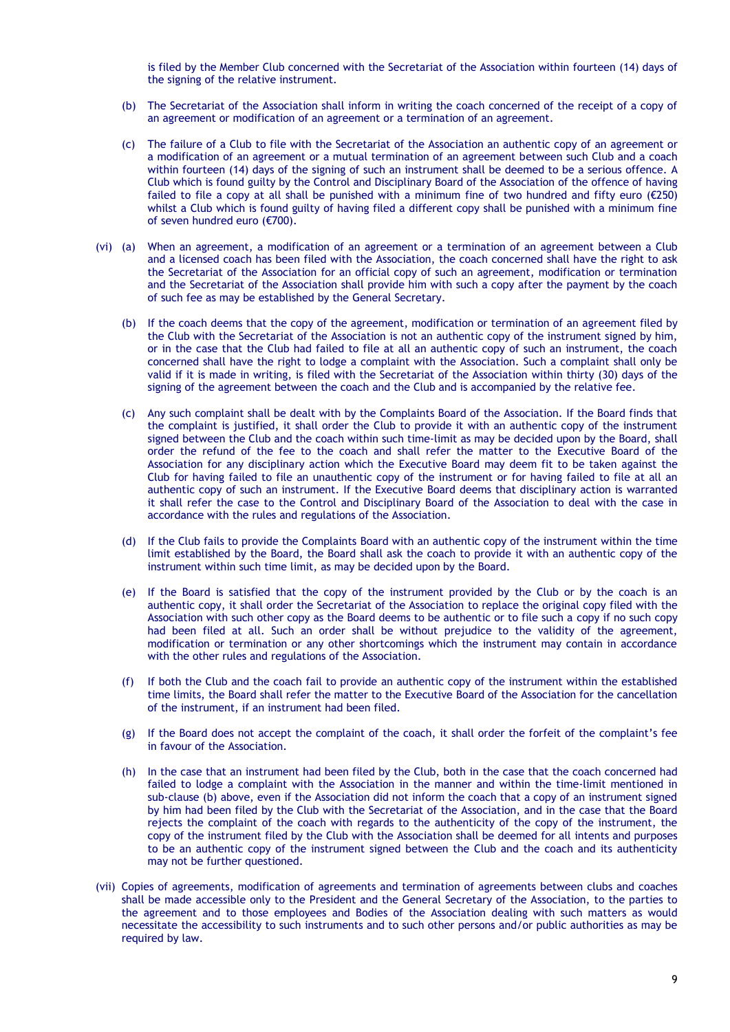is filed by the Member Club concerned with the Secretariat of the Association within fourteen (14) days of the signing of the relative instrument.

(b) The Secretariat of the Association shall inform in writing the coach concerned of the receipt of a copy of an agreement or modification of an agreement or a termination of an agreement.

(c) The failure of a Club to file with the Secretariat of the Association an authentic copy of an agreement or a modification of an agreement or a mutual termination of an agreement between such Club and a coach within fourteen (14) days of the signing of such an instrument shall be deemed to be a serious offence. A Club which is found guilty by the Control and Disciplinary Board of the Association of the offence of having failed to file a copy at all shall be punished with a minimum fine of two hundred and fifty euro (€250) whilst a Club which is found guilty of having filed a different copy shall be punished with a minimum fine of seven hundred euro (€700).

(vi) (a) When an agreement, a modification of an agreement or a termination of an agreement between a Club and a licensed coach has been filed with the Association, the coach concerned shall have the right to ask the Secretariat of the Association for an official copy of such an agreement, modification or termination and the Secretariat of the Association shall provide him with such a copy after the payment by the coach of such fee as may be established by the General Secretary.

(b) If the coach deems that the copy of the agreement, modification or termination of an agreement filed by the Club with the Secretariat of the Association is not an authentic copy of the instrument signed by him, or in the case that the Club had failed to file at all an authentic copy of such an instrument, the coach concerned shall have the right to lodge a complaint with the Association. Such a complaint shall only be valid if it is made in writing, is filed with the Secretariat of the Association within thirty (30) days of the signing of the agreement between the coach and the Club and is accompanied by the relative fee.

(c) Any such complaint shall be dealt with by the Complaints Board of the Association. If the Board finds that the complaint is justified, it shall order the Club to provide it with an authentic copy of the instrument signed between the Club and the coach within such time-limit as may be decided upon by the Board, shall order the refund of the fee to the coach and shall refer the matter to the Executive Board of the Association for any disciplinary action which the Executive Board may deem fit to be taken against the Club for having failed to file an unauthentic copy of the instrument or for having failed to file at all an authentic copy of such an instrument. If the Executive Board deems that disciplinary action is warranted it shall refer the case to the Control and Disciplinary Board of the Association to deal with the case in accordance with the rules and regulations of the Association.

(d) If the Club fails to provide the Complaints Board with an authentic copy of the instrument within the time limit established by the Board, the Board shall ask the coach to provide it with an authentic copy of the instrument within such time limit, as may be decided upon by the Board.

(e) If the Board is satisfied that the copy of the instrument provided by the Club or by the coach is an authentic copy, it shall order the Secretariat of the Association to replace the original copy filed with the Association with such other copy as the Board deems to be authentic or to file such a copy if no such copy had been filed at all. Such an order shall be without prejudice to the validity of the agreement, modification or termination or any other shortcomings which the instrument may contain in accordance with the other rules and regulations of the Association.

(f) If both the Club and the coach fail to provide an authentic copy of the instrument within the established time limits, the Board shall refer the matter to the Executive Board of the Association for the cancellation of the instrument, if an instrument had been filed.

(g) If the Board does not accept the complaint of the coach, it shall order the forfeit of the complaint's fee in favour of the Association.

(h) In the case that an instrument had been filed by the Club, both in the case that the coach concerned had failed to lodge a complaint with the Association in the manner and within the time-limit mentioned in sub-clause (b) above, even if the Association did not inform the coach that a copy of an instrument signed by him had been filed by the Club with the Secretariat of the Association, and in the case that the Board rejects the complaint of the coach with regards to the authenticity of the copy of the instrument, the copy of the instrument filed by the Club with the Association shall be deemed for all intents and purposes to be an authentic copy of the instrument signed between the Club and the coach and its authenticity may not be further questioned.

(vii) Copies of agreements, modification of agreements and termination of agreements between clubs and coaches shall be made accessible only to the President and the General Secretary of the Association, to the parties to the agreement and to those employees and Bodies of the Association dealing with such matters as would necessitate the accessibility to such instruments and to such other persons and/or public authorities as may be required by law.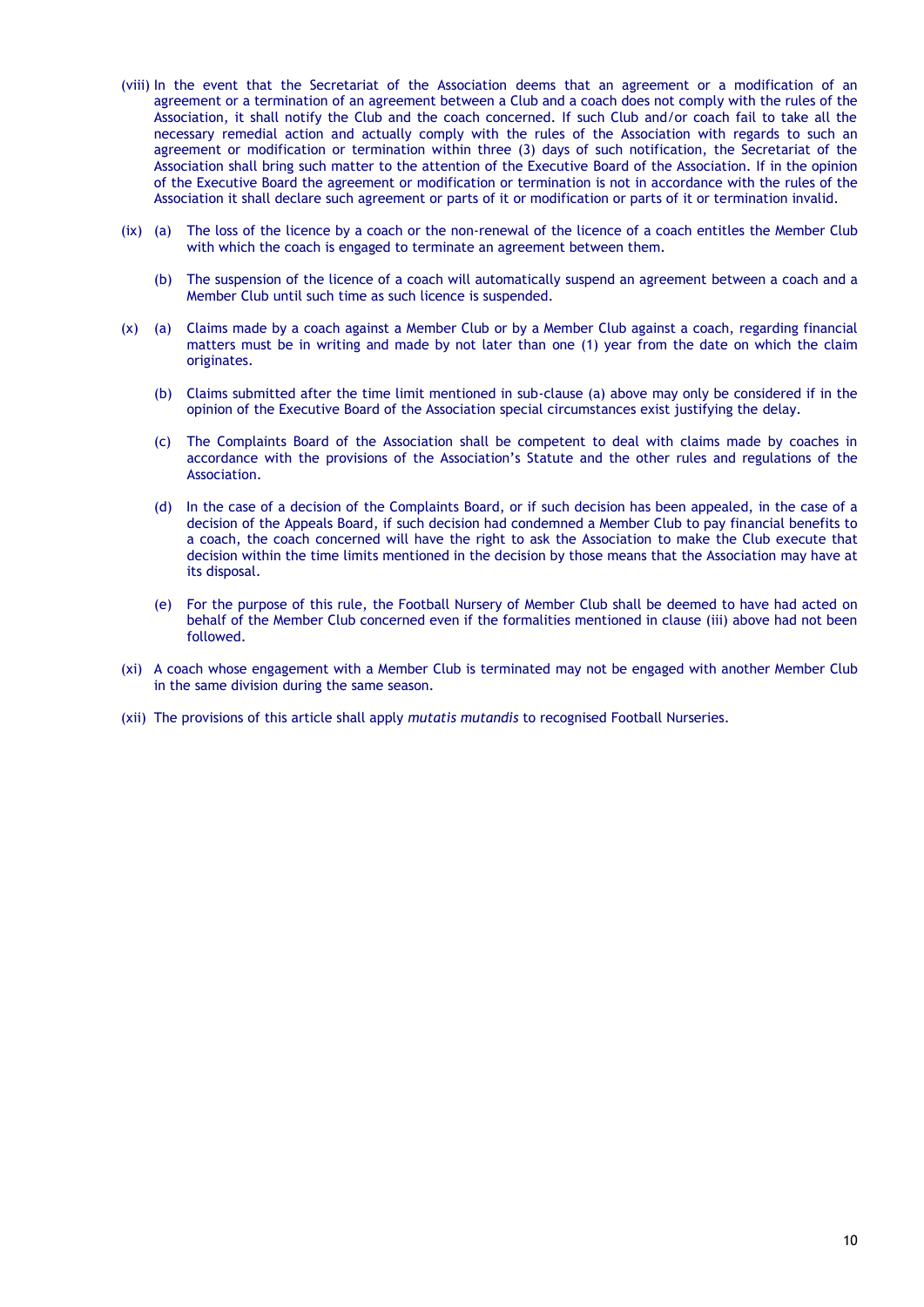(viii) In the event that the Secretariat of the Association deems that an agreement or a modification of an agreement or a termination of an agreement between a Club and a coach does not comply with the rules of the Association, it shall notify the Club and the coach concerned. If such Club and/or coach fail to take all the necessary remedial action and actually comply with the rules of the Association with regards to such an agreement or modification or termination within three (3) days of such notification, the Secretariat of the Association shall bring such matter to the attention of the Executive Board of the Association. If in the opinion of the Executive Board the agreement or modification or termination is not in accordance with the rules of the Association it shall declare such agreement or parts of it or modification or parts of it or termination invalid.

(ix) (a) The loss of the licence by a coach or the non-renewal of the licence of a coach entitles the Member Club with which the coach is engaged to terminate an agreement between them.

(b) The suspension of the licence of a coach will automatically suspend an agreement between a coach and a Member Club until such time as such licence is suspended.

(x) (a) Claims made by a coach against a Member Club or by a Member Club against a coach, regarding financial matters must be in writing and made by not later than one (1) year from the date on which the claim originates.

(b) Claims submitted after the time limit mentioned in sub-clause (a) above may only be considered if in the opinion of the Executive Board of the Association special circumstances exist justifying the delay.

(c) The Complaints Board of the Association shall be competent to deal with claims made by coaches in accordance with the provisions of the Association's Statute and the other rules and regulations of the Association.

(d) In the case of a decision of the Complaints Board, or if such decision has been appealed, in the case of a decision of the Appeals Board, if such decision had condemned a Member Club to pay financial benefits to a coach, the coach concerned will have the right to ask the Association to make the Club execute that decision within the time limits mentioned in the decision by those means that the Association may have at its disposal.

(e) For the purpose of this rule, the Football Nursery of Member Club shall be deemed to have had acted on behalf of the Member Club concerned even if the formalities mentioned in clause (iii) above had not been followed.

(xi) A coach whose engagement with a Member Club is terminated may not be engaged with another Member Club in the same division during the same season.

(xii) The provisions of this article shall apply *mutatis mutandis* to recognised Football Nurseries.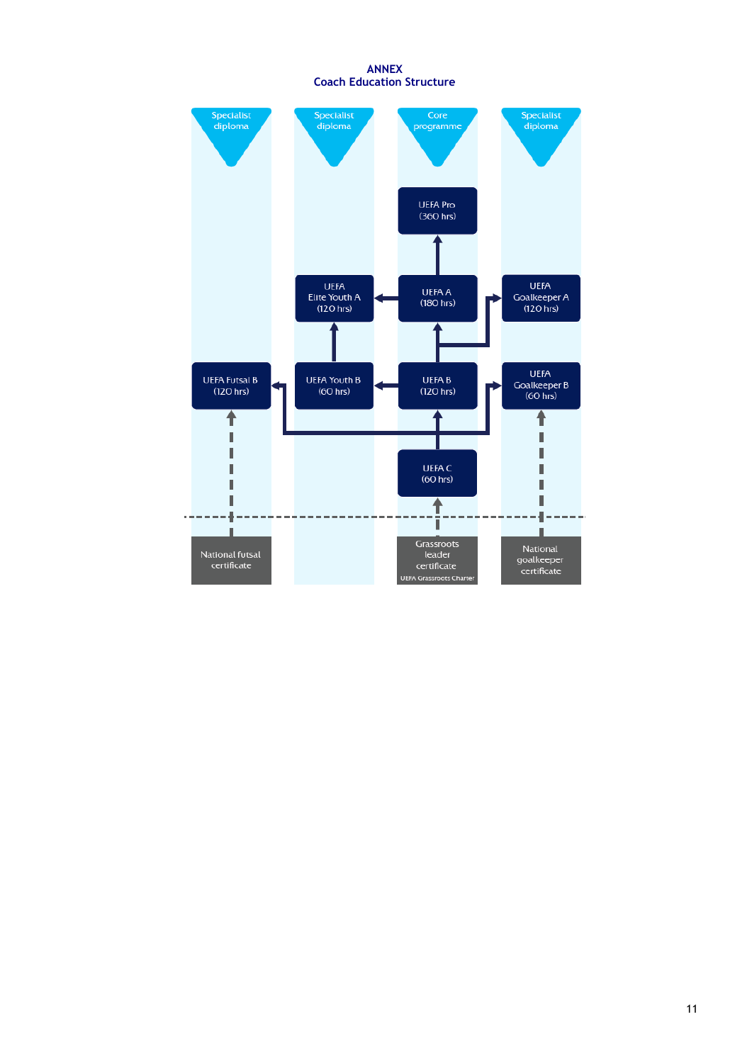# ANNEX
## Coach Education Structure

Specialist diploma

Specialist diploma

Core programme

Specialist diploma

UEFA Pro (360 hrs)

UEFA Elite Youth A (120 hrs)

UEFA A (180 hrs)

UEFA Goalkeeper A (120 hrs)

UEFA Futsal B (120 hrs)

UEFA Youth B (60 hrs)

UEFA B (120 hrs)

UEFA Goalkeeper B (60 hrs)

UEFA C (60 hrs)

National futsal certificate

Grassroots leader certificate

UEFA Grassroots Charter

National goalkeeper certificate